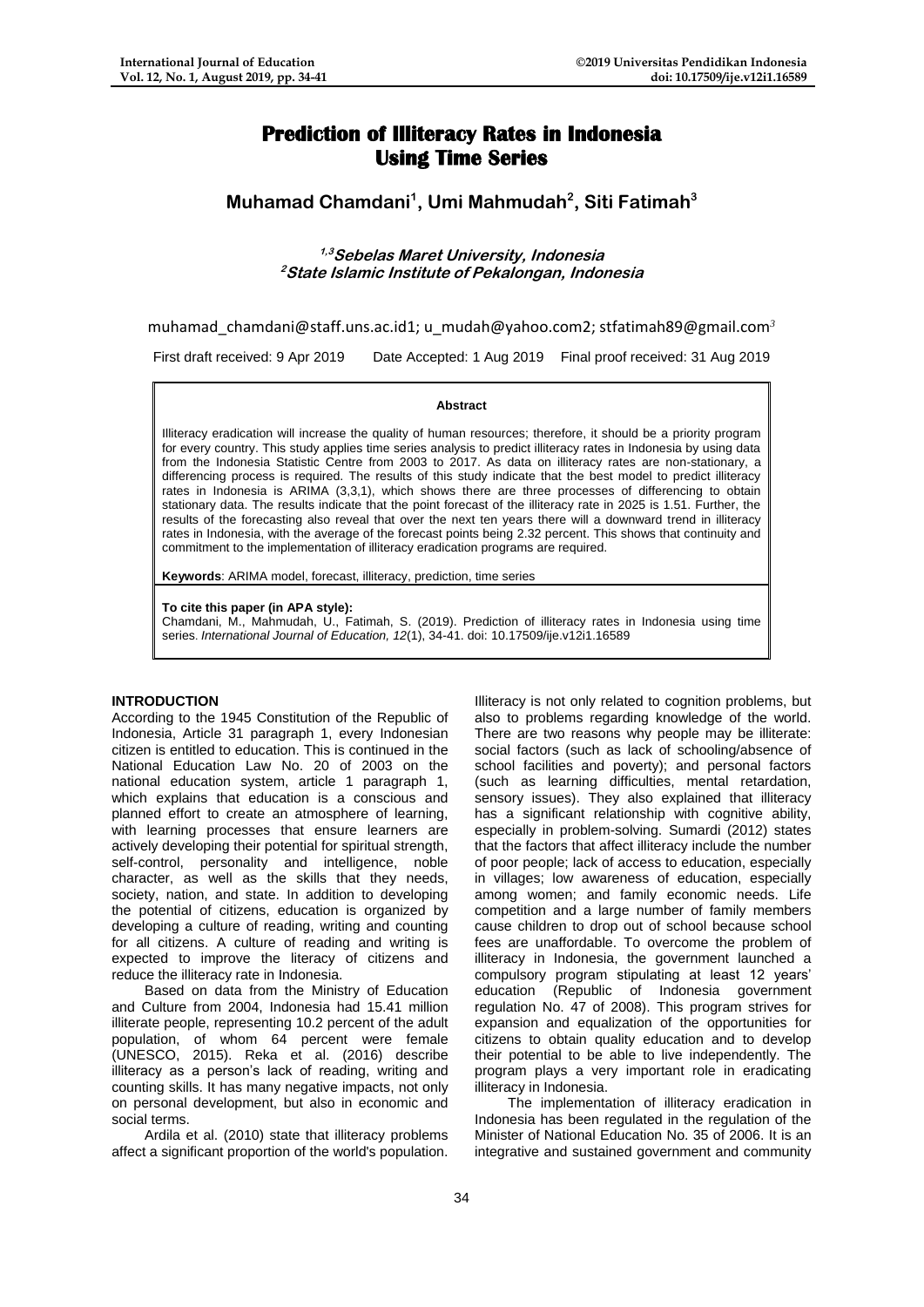# Prediction of Illiteracy Rates in Indonesia Using Time Series

**Muhamad Chamdani[1], Umi Mahmudah[2], Siti Fatimah[3]**

***[1,3]Sebelas Maret University, Indonesia***
***[2]State Islamic Institute of Pekalongan, Indonesia***

muhamad_chamdani@staff.uns.ac.id1; u_mudah@yahoo.com2; stfatimah89@gmail.com3

First draft received: 9 Apr 2019 Date Accepted: 1 Aug 2019 Final proof received: 31 Aug 2019

**Abstract**

Illiteracy eradication will increase the quality of human resources; therefore, it should be a priority program for every country. This study applies time series analysis to predict illiteracy rates in Indonesia by using data from the Indonesia Statistic Centre from 2003 to 2017. As data on illiteracy rates are non-stationary, a differencing process is required. The results of this study indicate that the best model to predict illiteracy rates in Indonesia is ARIMA (3,3,1), which shows there are three processes of differencing to obtain stationary data. The results indicate that the point forecast of the illiteracy rate in 2025 is 1.51. Further, the results of the forecasting also reveal that over the next ten years there will be a downward trend in illiteracy rates in Indonesia, with the average of the forecast points being 2.32 percent. This shows that continuity and commitment to the implementation of illiteracy eradication programs are required.

**Keywords**: ARIMA model, forecast, illiteracy, prediction, time series

**To cite this paper (in APA style):**
Chamdani, M., Mahmudah, U., Fatimah, S. (2019). Prediction of illiteracy rates in Indonesia using time series. *International Journal of Education, 12*(1), 34-41. doi: 10.17509/ije.v12i1.16589

## INTRODUCTION

According to the 1945 Constitution of the Republic of Indonesia, Article 31 paragraph 1, every Indonesian citizen is entitled to education. This is continued in the National Education Law No. 20 of 2003 on the national education system, article 1 paragraph 1, which explains that education is a conscious and planned effort to create an atmosphere of learning, with learning processes that ensure learners are actively developing their potential for spiritual strength, self-control, personality and intelligence, noble character, as well as the skills that they needs, society, nation, and state. In addition to developing the potential of citizens, education is organized by developing a culture of reading, writing and counting for all citizens. A culture of reading and writing is expected to improve the literacy of citizens and reduce the illiteracy rate in Indonesia.

Based on data from the Ministry of Education and Culture from 2004, Indonesia had 15.41 million illiterate people, representing 10.2 percent of the adult population, of whom 64 percent were female (UNESCO, 2015). Reka et al. (2016) describe illiteracy as a person's lack of reading, writing and counting skills. It has many negative impacts, not only on personal development, but also in economic and social terms.

Ardila et al. (2010) state that illiteracy problems affect a significant proportion of the world's population. Illiteracy is not only related to cognition problems, but also to problems regarding knowledge of the world. There are two reasons why people may be illiterate: social factors (such as lack of schooling/absence of school facilities and poverty); and personal factors (such as learning difficulties, mental retardation, sensory issues). They also explained that illiteracy has a significant relationship with cognitive ability, especially in problem-solving. Sumardi (2012) states that the factors that affect illiteracy include the number of poor people; lack of access to education, especially in villages; low awareness of education, especially among women; and family economic needs. Life competition and a large number of family members cause children to drop out of school because school fees are unaffordable. To overcome the problem of illiteracy in Indonesia, the government launched a compulsory program stipulating at least 12 years' education (Republic of Indonesia government regulation No. 47 of 2008). This program strives for expansion and equalization of the opportunities for citizens to obtain quality education and to develop their potential to be able to live independently. The program plays a very important role in eradicating illiteracy in Indonesia.

The implementation of illiteracy eradication in Indonesia has been regulated in the regulation of the Minister of National Education No. 35 of 2006. It is an integrative and sustained government and community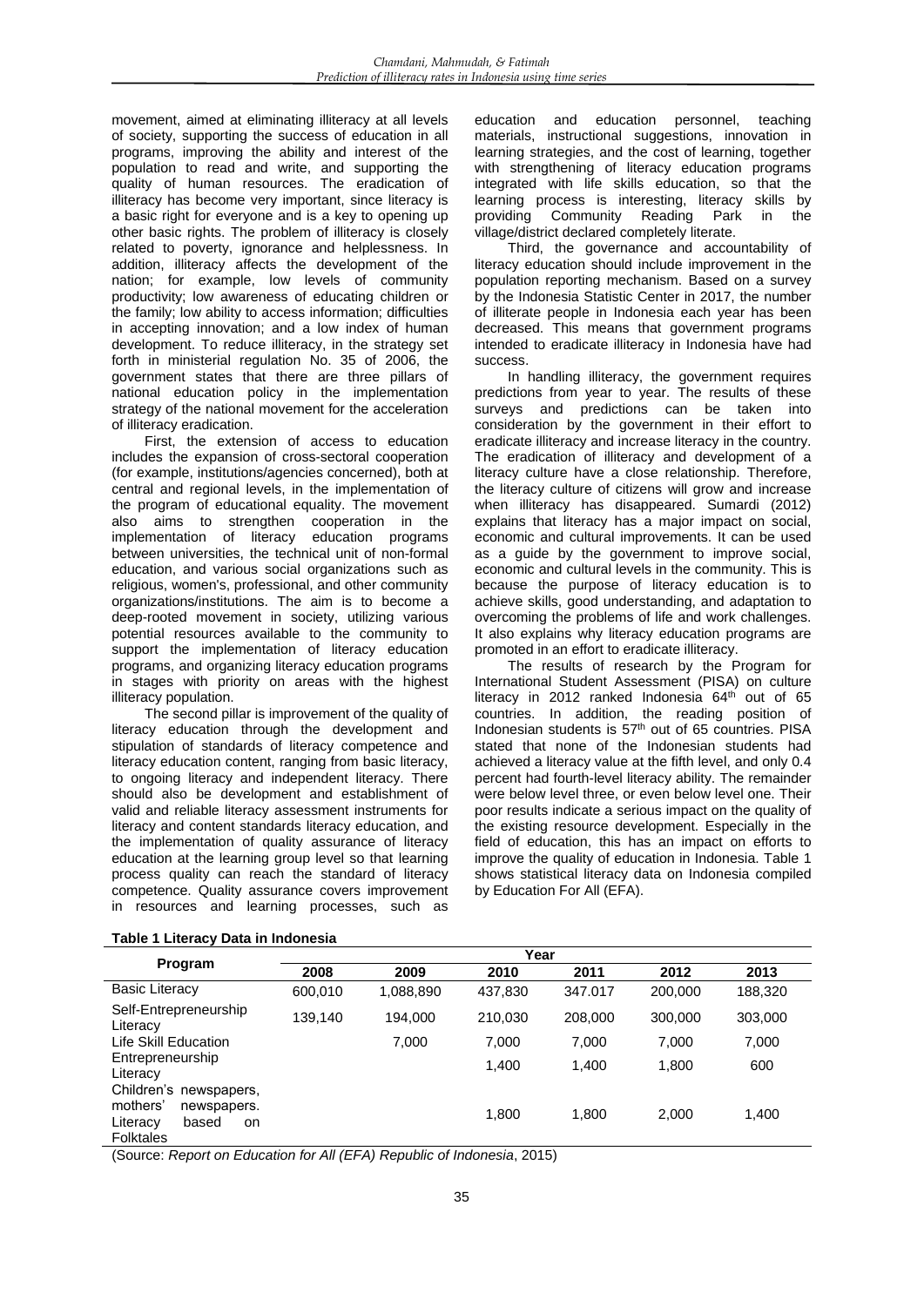movement, aimed at eliminating illiteracy at all levels of society, supporting the success of education in all programs, improving the ability and interest of the population to read and write, and supporting the quality of human resources. The eradication of illiteracy has become very important, since literacy is a basic right for everyone and is a key to opening up other basic rights. The problem of illiteracy is closely related to poverty, ignorance and helplessness. In addition, illiteracy affects the development of the nation; for example, low levels of community productivity; low awareness of educating children or the family; low ability to access information; difficulties in accepting innovation; and a low index of human development. To reduce illiteracy, in the strategy set forth in ministerial regulation No. 35 of 2006, the government states that there are three pillars of national education policy in the implementation strategy of the national movement for the acceleration of illiteracy eradication.

First, the extension of access to education includes the expansion of cross-sectoral cooperation (for example, institutions/agencies concerned), both at central and regional levels, in the implementation of the program of educational equality. The movement also aims to strengthen cooperation in the implementation of literacy education programs between universities, the technical unit of non-formal education, and various social organizations such as religious, women's, professional, and other community organizations/institutions. The aim is to become a deep-rooted movement in society, utilizing various potential resources available to the community to support the implementation of literacy education programs, and organizing literacy education programs in stages with priority on areas with the highest illiteracy population.

The second pillar is improvement of the quality of literacy education through the development and stipulation of standards of literacy competence and literacy education content, ranging from basic literacy, to ongoing literacy and independent literacy. There should also be development and establishment of valid and reliable literacy assessment instruments for literacy and content standards literacy education, and the implementation of quality assurance of literacy education at the learning group level so that learning process quality can reach the standard of literacy competence. Quality assurance covers improvement in resources and learning processes, such as education and education personnel, teaching materials, instructional suggestions, innovation in learning strategies, and the cost of learning, together with strengthening of literacy education programs integrated with life skills education, so that the learning process is interesting, literacy skills by providing Community Reading Park in the village/district declared completely literate.

Third, the governance and accountability of literacy education should include improvement in the population reporting mechanism. Based on a survey by the Indonesia Statistic Center in 2017, the number of illiterate people in Indonesia each year has been decreased. This means that government programs intended to eradicate illiteracy in Indonesia have had success.

In handling illiteracy, the government requires predictions from year to year. The results of these surveys and predictions can be taken into consideration by the government in their effort to eradicate illiteracy and increase literacy in the country. The eradication of illiteracy and development of a literacy culture have a close relationship. Therefore, the literacy culture of citizens will grow and increase when illiteracy has disappeared. Sumardi (2012) explains that literacy has a major impact on social, economic and cultural improvements. It can be used as a guide by the government to improve social, economic and cultural levels in the community. This is because the purpose of literacy education is to achieve skills, good understanding, and adaptation to overcoming the problems of life and work challenges. It also explains why literacy education programs are promoted in an effort to eradicate illiteracy.

The results of research by the Program for International Student Assessment (PISA) on culture literacy in 2012 ranked Indonesia 64th out of 65 countries. In addition, the reading position of Indonesian students is 57th out of 65 countries. PISA stated that none of the Indonesian students had achieved a literacy value at the fifth level, and only 0.4 percent had fourth-level literacy ability. The remainder were below level three, or even below level one. Their poor results indicate a serious impact on the quality of the existing resource development. Especially in the field of education, this has an impact on efforts to improve the quality of education in Indonesia. Table 1 shows statistical literacy data on Indonesia compiled by Education For All (EFA).

**Table 1 Literacy Data in Indonesia**

| Program | Year | | | | | |
|---|---|---|---|---|---|---|
| | 2008 | 2009 | 2010 | 2011 | 2012 | 2013 |
| Basic Literacy | 600,010 | 1,088,890 | 437,830 | 347.017 | 200,000 | 188,320 |
| Self-Entrepreneurship Literacy | 139,140 | 194,000 | 210,030 | 208,000 | 300,000 | 303,000 |
| Life Skill Education | | 7,000 | 7,000 | 7,000 | 7,000 | 7,000 |
| Entrepreneurship Literacy | | | 1,400 | 1,400 | 1,800 | 600 |
| Children's newspapers, mothers' newspapers. Literacy based on Folktales | | | 1,800 | 1,800 | 2,000 | 1,400 |

(Source: *Report on Education for All (EFA) Republic of Indonesia*, 2015)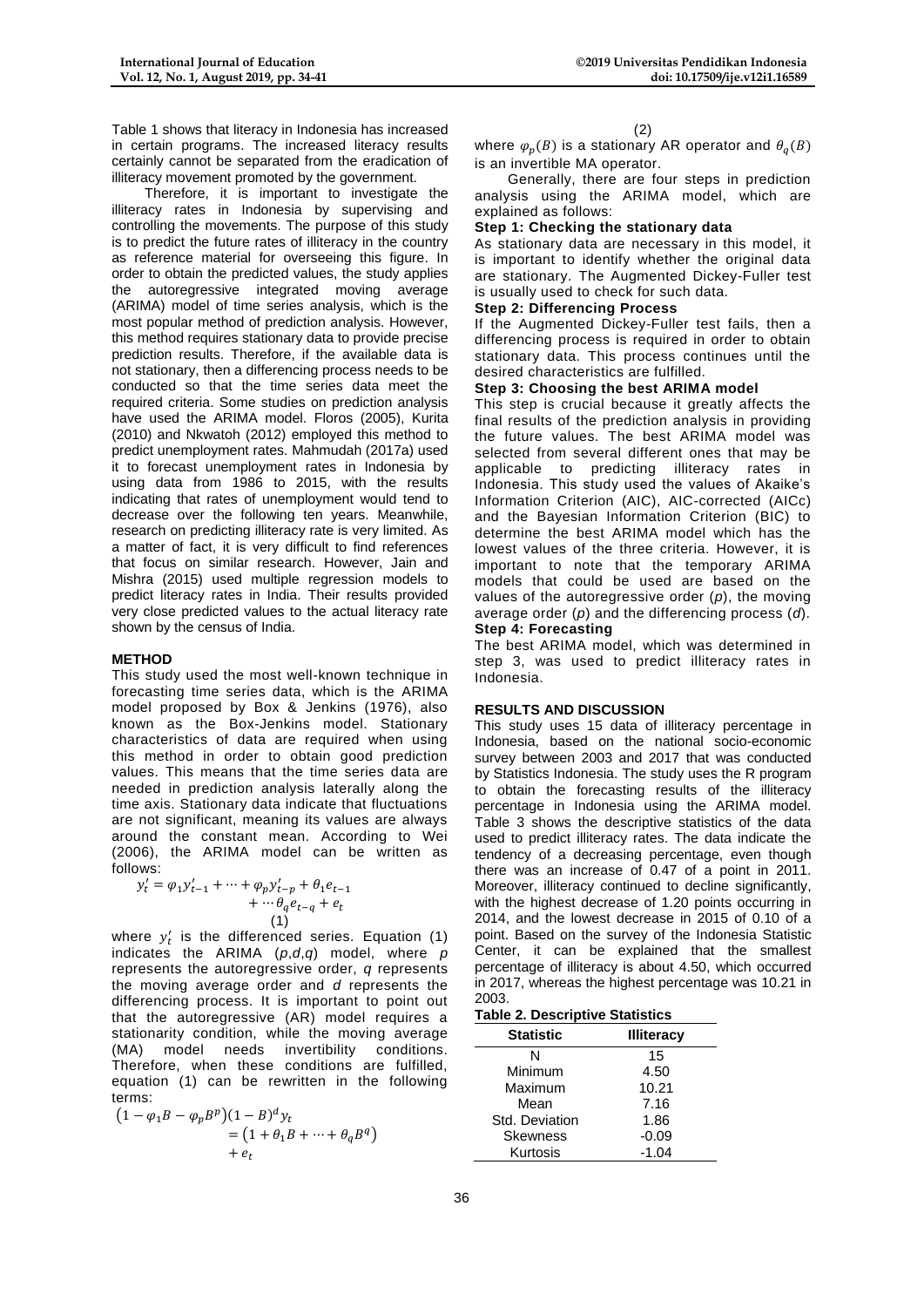Table 1 shows that literacy in Indonesia has increased in certain programs. The increased literacy results certainly cannot be separated from the eradication of illiteracy movement promoted by the government.

Therefore, it is important to investigate the illiteracy rates in Indonesia by supervising and controlling the movements. The purpose of this study is to predict the future rates of illiteracy in the country as reference material for overseeing this figure. In order to obtain the predicted values, the study applies the autoregressive integrated moving average (ARIMA) model of time series analysis, which is the most popular method of prediction analysis. However, this method requires stationary data to provide precise prediction results. Therefore, if the available data is not stationary, then a differencing process needs to be conducted so that the time series data meet the required criteria. Some studies on prediction analysis have used the ARIMA model. Floros (2005), Kurita (2010) and Nkwatoh (2012) employed this method to predict unemployment rates. Mahmudah (2017a) used it to forecast unemployment rates in Indonesia by using data from 1986 to 2015, with the results indicating that rates of unemployment would tend to decrease over the following ten years. Meanwhile, research on predicting illiteracy rate is very limited. As a matter of fact, it is very difficult to find references that focus on similar research. However, Jain and Mishra (2015) used multiple regression models to predict literacy rates in India. Their results provided very close predicted values to the actual literacy rate shown by the census of India.

## METHOD

This study used the most well-known technique in forecasting time series data, which is the ARIMA model proposed by Box & Jenkins (1976), also known as the Box-Jenkins model. Stationary characteristics of data are required when using this method in order to obtain good prediction values. This means that the time series data are needed in prediction analysis laterally along the time axis. Stationary data indicate that fluctuations are not significant, meaning its values are always around the constant mean. According to Wei (2006), the ARIMA model can be written as follows:

$$y'_t = \varphi_1 y'_{t-1} + \cdots + \varphi_p y'_{t-p} + \theta_1 e_{t-1} + \cdots \theta_q e_{t-q} + e_t \quad (1)$$

where $y'_t$ is the differenced series. Equation (1) indicates the ARIMA ($p$,$d$,$q$) model, where $p$ represents the autoregressive order, $q$ represents the moving average order and $d$ represents the differencing process. It is important to point out that the autoregressive (AR) model requires a stationarity condition, while the moving average (MA) model needs invertibility conditions. Therefore, when these conditions are fulfilled, equation (1) can be rewritten in the following terms:

$$\left(1 - \varphi_1 B - \varphi_p B^p\right)(1 - B)^d y_t = \left(1 + \theta_1 B + \cdots + \theta_q B^q\right) + e_t \quad (2)$$

where $\varphi_p(B)$ is a stationary AR operator and $\theta_q(B)$ is an invertible MA operator.

Generally, there are four steps in prediction analysis using the ARIMA model, which are explained as follows:

**Step 1: Checking the stationary data**

As stationary data are necessary in this model, it is important to identify whether the original data are stationary. The Augmented Dickey-Fuller test is usually used to check for such data.

**Step 2: Differencing Process**

If the Augmented Dickey-Fuller test fails, then a differencing process is required in order to obtain stationary data. This process continues until the desired characteristics are fulfilled.

**Step 3: Choosing the best ARIMA model**

This step is crucial because it greatly affects the final results of the prediction analysis in providing the future values. The best ARIMA model was selected from several different ones that may be applicable to predicting illiteracy rates in Indonesia. This study used the values of Akaike's Information Criterion (AIC), AIC-corrected (AICc) and the Bayesian Information Criterion (BIC) to determine the best ARIMA model which has the lowest values of the three criteria. However, it is important to note that the temporary ARIMA models that could be used are based on the values of the autoregressive order ($p$), the moving average order ($p$) and the differencing process ($d$).

**Step 4: Forecasting**

The best ARIMA model, which was determined in step 3, was used to predict illiteracy rates in Indonesia.

## RESULTS AND DISCUSSION

This study uses 15 data of illiteracy percentage in Indonesia, based on the national socio-economic survey between 2003 and 2017 that was conducted by Statistics Indonesia. The study uses the R program to obtain the forecasting results of the illiteracy percentage in Indonesia using the ARIMA model. Table 3 shows the descriptive statistics of the data used to predict illiteracy rates. The data indicate the tendency of a decreasing percentage, even though there was an increase of 0.47 of a point in 2011. Moreover, illiteracy continued to decline significantly, with the highest decrease of 1.20 points occurring in 2014, and the lowest decrease in 2015 of 0.10 of a point. Based on the survey of the Indonesia Statistic Center, it can be explained that the smallest percentage of illiteracy is about 4.50, which occurred in 2017, whereas the highest percentage was 10.21 in 2003.

**Table 2. Descriptive Statistics**

| Statistic | Illiteracy |
|---|---|
| N | 15 |
| Minimum | 4.50 |
| Maximum | 10.21 |
| Mean | 7.16 |
| Std. Deviation | 1.86 |
| Skewness | -0.09 |
| Kurtosis | -1.04 |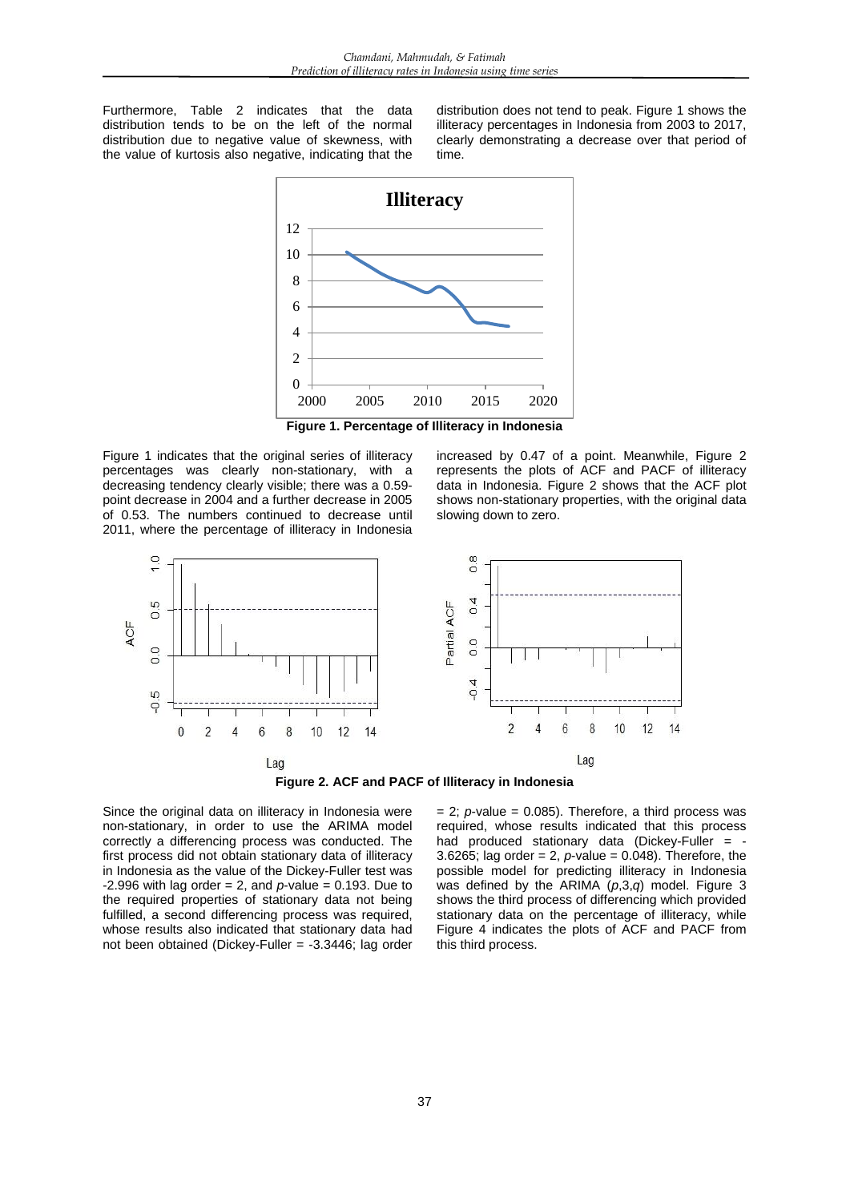Furthermore, Table 2 indicates that the data distribution tends to be on the left of the normal distribution due to negative value of skewness, with the value of kurtosis also negative, indicating that the distribution does not tend to peak. Figure 1 shows the illiteracy percentages in Indonesia from 2003 to 2017, clearly demonstrating a decrease over that period of time.

Illiteracy

12
10
8
6
4
2
0

2000 2005 2010 2015 2020

**Figure 1. Percentage of Illiteracy in Indonesia**

Figure 1 indicates that the original series of illiteracy percentages was clearly non-stationary, with a decreasing tendency clearly visible; there was a 0.59-point decrease in 2004 and a further decrease in 2005 of 0.53. The numbers continued to decrease until 2011, where the percentage of illiteracy in Indonesia increased by 0.47 of a point. Meanwhile, Figure 2 represents the plots of ACF and PACF of illiteracy data in Indonesia. Figure 2 shows that the ACF plot shows non-stationary properties, with the original data slowing down to zero.

ACF

1.0
0.5
0.0
-0.5

0 2 4 6 8 10 12 14

Lag

Partial ACF

0.8
0.4
0.0
-0.4

2 4 6 8 10 12 14

Lag

**Figure 2. ACF and PACF of Illiteracy in Indonesia**

Since the original data on illiteracy in Indonesia were non-stationary, in order to use the ARIMA model correctly a differencing process was conducted. The first process did not obtain stationary data of illiteracy in Indonesia as the value of the Dickey-Fuller test was -2.996 with lag order = 2, and *p*-value = 0.193. Due to the required properties of stationary data not being fulfilled, a second differencing process was required, whose results also indicated that stationary data had not been obtained (Dickey-Fuller = -3.3446; lag order = 2; *p*-value = 0.085). Therefore, a third process was required, whose results indicated that this process had produced stationary data (Dickey-Fuller = -3.6265; lag order = 2, *p*-value = 0.048). Therefore, the possible model for predicting illiteracy in Indonesia was defined by the ARIMA ($p$,3,$q$) model. Figure 3 shows the third process of differencing which provided stationary data on the percentage of illiteracy, while Figure 4 indicates the plots of ACF and PACF from this third process.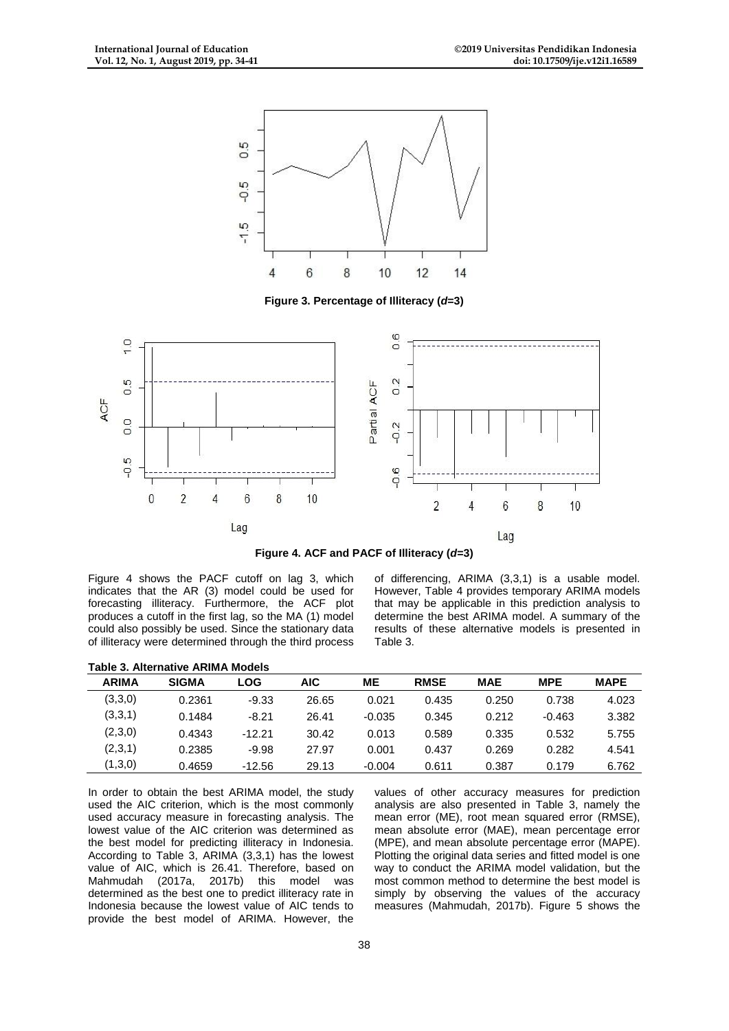Figure 3. Percentage of Illiteracy (*d*=3)

Figure 4. ACF and PACF of Illiteracy (*d*=3)

Figure 4 shows the PACF cutoff on lag 3, which indicates that the AR (3) model could be used for forecasting illiteracy. Furthermore, the ACF plot produces a cutoff in the first lag, so the MA (1) model could also possibly be used. Since the stationary data of illiteracy were determined through the third process of differencing, ARIMA (3,3,1) is a usable model. However, Table 4 provides temporary ARIMA models that may be applicable in this prediction analysis to determine the best ARIMA model. A summary of the results of these alternative models is presented in Table 3.

**Table 3. Alternative ARIMA Models**

| ARIMA | SIGMA | LOG | AIC | ME | RMSE | MAE | MPE | MAPE |
|---|---|---|---|---|---|---|---|---|
| (3,3,0) | 0.2361 | -9.33 | 26.65 | 0.021 | 0.435 | 0.250 | 0.738 | 4.023 |
| (3,3,1) | 0.1484 | -8.21 | 26.41 | -0.035 | 0.345 | 0.212 | -0.463 | 3.382 |
| (2,3,0) | 0.4343 | -12.21 | 30.42 | 0.013 | 0.589 | 0.335 | 0.532 | 5.755 |
| (2,3,1) | 0.2385 | -9.98 | 27.97 | 0.001 | 0.437 | 0.269 | 0.282 | 4.541 |
| (1,3,0) | 0.4659 | -12.56 | 29.13 | -0.004 | 0.611 | 0.387 | 0.179 | 6.762 |

In order to obtain the best ARIMA model, the study used the AIC criterion, which is the most commonly used accuracy measure in forecasting analysis. The lowest value of the AIC criterion was determined as the best model for predicting illiteracy in Indonesia. According to Table 3, ARIMA (3,3,1) has the lowest value of AIC, which is 26.41. Therefore, based on Mahmudah (2017a, 2017b) this model was determined as the best one to predict illiteracy rate in Indonesia because the lowest value of AIC tends to provide the best model of ARIMA. However, the values of other accuracy measures for prediction analysis are also presented in Table 3, namely the mean error (ME), root mean squared error (RMSE), mean absolute error (MAE), mean percentage error (MPE), and mean absolute percentage error (MAPE). Plotting the original data series and fitted model is one way to conduct the ARIMA model validation, but the most common method to determine the best model is simply by observing the values of the accuracy measures (Mahmudah, 2017b). Figure 5 shows the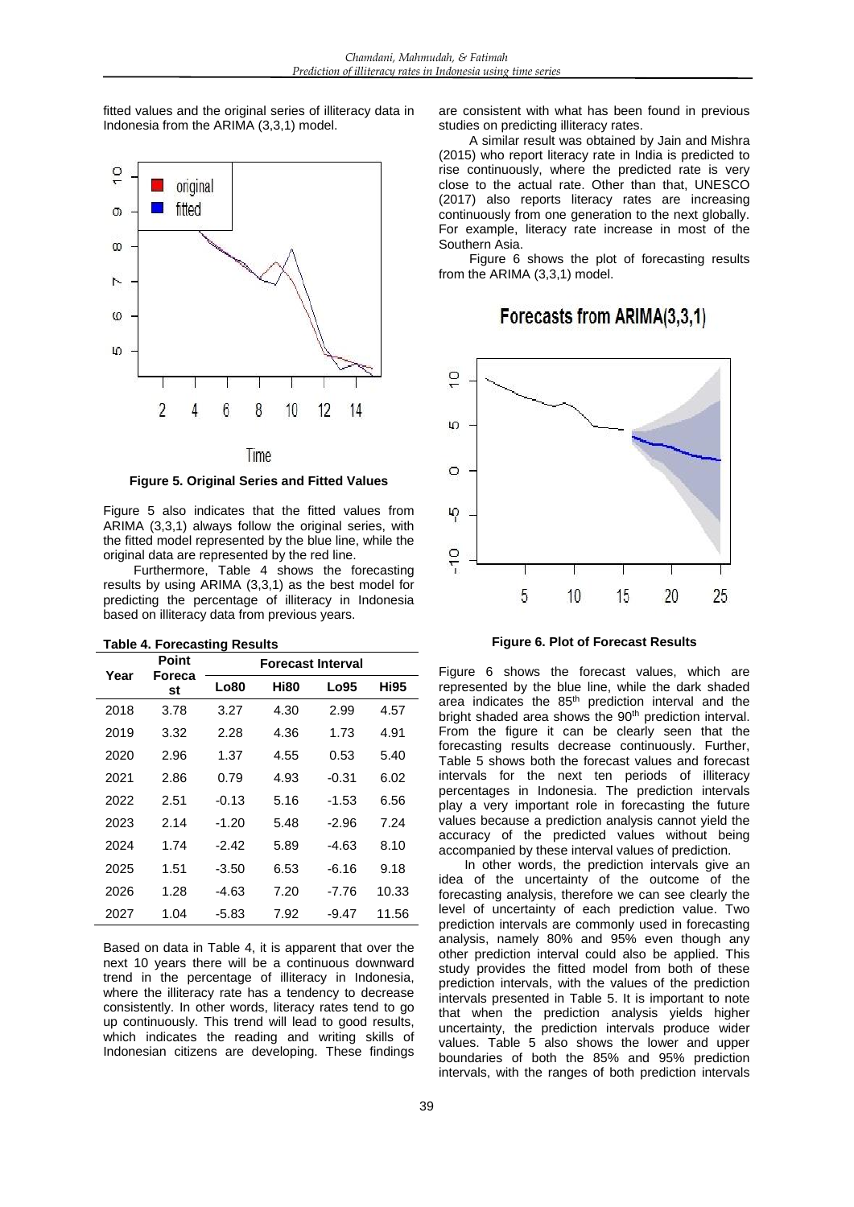fitted values and the original series of illiteracy data in Indonesia from the ARIMA (3,3,1) model.

original
fitted
10
9
8
7
6
5
2 4 6 8 10 12 14
Time

**Figure 5. Original Series and Fitted Values**

Figure 5 also indicates that the fitted values from ARIMA (3,3,1) always follow the original series, with the fitted model represented by the blue line, while the original data are represented by the red line.

Furthermore, Table 4 shows the forecasting results by using ARIMA (3,3,1) as the best model for predicting the percentage of illiteracy in Indonesia based on illiteracy data from previous years.

**Table 4. Forecasting Results**

| Year | Point Forecast | Forecast Interval | | | |
|---|---|---|---|---|---|
| | | Lo80 | Hi80 | Lo95 | Hi95 |
| 2018 | 3.78 | 3.27 | 4.30 | 2.99 | 4.57 |
| 2019 | 3.32 | 2.28 | 4.36 | 1.73 | 4.91 |
| 2020 | 2.96 | 1.37 | 4.55 | 0.53 | 5.40 |
| 2021 | 2.86 | 0.79 | 4.93 | -0.31 | 6.02 |
| 2022 | 2.51 | -0.13 | 5.16 | -1.53 | 6.56 |
| 2023 | 2.14 | -1.20 | 5.48 | -2.96 | 7.24 |
| 2024 | 1.74 | -2.42 | 5.89 | -4.63 | 8.10 |
| 2025 | 1.51 | -3.50 | 6.53 | -6.16 | 9.18 |
| 2026 | 1.28 | -4.63 | 7.20 | -7.76 | 10.33 |
| 2027 | 1.04 | -5.83 | 7.92 | -9.47 | 11.56 |

Based on data in Table 4, it is apparent that over the next 10 years there will be a continuous downward trend in the percentage of illiteracy in Indonesia, where the illiteracy rate has a tendency to decrease consistently. In other words, literacy rates tend to go up continuously. This trend will lead to good results, which indicates the reading and writing skills of Indonesian citizens are developing. These findings are consistent with what has been found in previous studies on predicting illiteracy rates.

A similar result was obtained by Jain and Mishra (2015) who report literacy rate in India is predicted to rise continuously, where the predicted rate is very close to the actual rate. Other than that, UNESCO (2017) also reports literacy rates are increasing continuously from one generation to the next globally. For example, literacy rate increase in most of the Southern Asia.

Figure 6 shows the plot of forecasting results from the ARIMA (3,3,1) model.

Forecasts from ARIMA(3,3,1)
10
5
0
-5
-10
5 10 15 20 25

**Figure 6. Plot of Forecast Results**

Figure 6 shows the forecast values, which are represented by the blue line, while the dark shaded area indicates the 85th prediction interval and the bright shaded area shows the 90th prediction interval. From the figure it can be clearly seen that the forecasting results decrease continuously. Further, Table 5 shows both the forecast values and forecast intervals for the next ten periods of illiteracy percentages in Indonesia. The prediction intervals play a very important role in forecasting the future values because a prediction analysis cannot yield the accuracy of the predicted values without being accompanied by these interval values of prediction.

In other words, the prediction intervals give an idea of the uncertainty of the outcome of the forecasting analysis, therefore we can see clearly the level of uncertainty of each prediction value. Two prediction intervals are commonly used in forecasting analysis, namely 80% and 95% even though any other prediction interval could also be applied. This study provides the fitted model from both of these prediction intervals, with the values of the prediction intervals presented in Table 5. It is important to note that when the prediction analysis yields higher uncertainty, the prediction intervals produce wider values. Table 5 also shows the lower and upper boundaries of both the 85% and 95% prediction intervals, with the ranges of both prediction intervals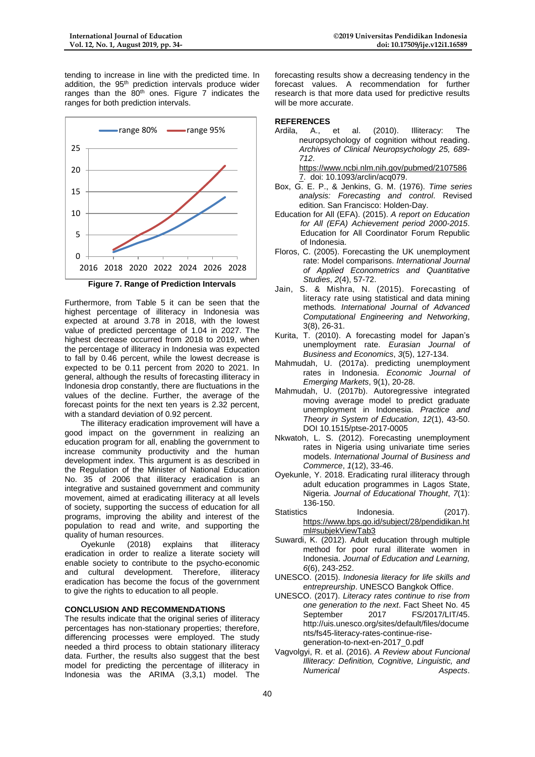tending to increase in line with the predicted time. In addition, the 95th prediction intervals produce wider ranges than the 80th ones. Figure 7 indicates the ranges for both prediction intervals.

range 80% range 95%

25
20
15
10
5
0

2016 2018 2020 2022 2024 2026 2028

**Figure 7. Range of Prediction Intervals**

Furthermore, from Table 5 it can be seen that the highest percentage of illiteracy in Indonesia was expected at around 3.78 in 2018, with the lowest value of predicted percentage of 1.04 in 2027. The highest decrease occurred from 2018 to 2019, when the percentage of illiteracy in Indonesia was expected to fall by 0.46 percent, while the lowest decrease is expected to be 0.11 percent from 2020 to 2021. In general, although the results of forecasting illiteracy in Indonesia drop constantly, there are fluctuations in the values of the decline. Further, the average of the forecast points for the next ten years is 2.32 percent, with a standard deviation of 0.92 percent.

The illiteracy eradication improvement will have a good impact on the government in realizing an education program for all, enabling the government to increase community productivity and the human development index. This argument is as described in the Regulation of the Minister of National Education No. 35 of 2006 that illiteracy eradication is an integrative and sustained government and community movement, aimed at eradicating illiteracy at all levels of society, supporting the success of education for all programs, improving the ability and interest of the population to read and write, and supporting the quality of human resources.

Oyekunle (2018) explains that illiteracy eradication in order to realize a literate society will enable society to contribute to the psycho-economic and cultural development. Therefore, illiteracy eradication has become the focus of the government to give the rights to education to all people.

## CONCLUSION AND RECOMMENDATIONS

The results indicate that the original series of illiteracy percentages has non-stationary properties; therefore, differencing processes were employed. The study needed a third process to obtain stationary illiteracy data. Further, the results also suggest that the best model for predicting the percentage of illiteracy in Indonesia was the ARIMA (3,3,1) model. The forecasting results show a decreasing tendency in the forecast values. A recommendation for further research is that more data used for predictive results will be more accurate.

## REFERENCES

Ardila, A., et al. (2010). Illiteracy: The neuropsychology of cognition without reading. *Archives of Clinical Neuropsychology 25, 689-712*. https://www.ncbi.nlm.nih.gov/pubmed/21075867. doi: 10.1093/arclin/acq079.

Box, G. E. P., & Jenkins, G. M. (1976). *Time series analysis: Forecasting and control*. Revised edition. San Francisco: Holden-Day.

Education for All (EFA). (2015). *A report on Education for All (EFA) Achievement period 2000-2015*. Education for All Coordinator Forum Republic of Indonesia.

Floros, C. (2005). Forecasting the UK unemployment rate: Model comparisons. *International Journal of Applied Econometrics and Quantitative Studies*, *2*(4), 57-72.

Jain, S. & Mishra, N. (2015). Forecasting of literacy rate using statistical and data mining methods. *International Journal of Advanced Computational Engineering and Networking*, 3(8), 26-31.

Kurita, T. (2010). A forecasting model for Japan's unemployment rate. *Eurasian Journal of Business and Economics*, *3*(5), 127-134.

Mahmudah, U. (2017a). predicting unemployment rates in Indonesia. *Economic Journal of Emerging Markets*, 9(1), 20-28.

Mahmudah, U. (2017b). Autoregressive integrated moving average model to predict graduate unemployment in Indonesia. *Practice and Theory in System of Education*, *12*(1), 43-50. DOI 10.1515/ptse-2017-0005

Nkwatoh, L. S. (2012). Forecasting unemployment rates in Nigeria using univariate time series models. *International Journal of Business and Commerce*, *1*(12), 33-46.

Oyekunle, Y. 2018. Eradicating rural illiteracy through adult education programmes in Lagos State, Nigeria. *Journal of Educational Thought*, *7*(1): 136-150.

Statistics Indonesia. (2017). https://www.bps.go.id/subject/28/pendidikan.html#subjekViewTab3

Suwardi, K. (2012). Adult education through multiple method for poor rural illiterate women in Indonesia. *Journal of Education and Learning, 6*(6), 243-252.

UNESCO. (2015). *Indonesia literacy for life skills and entrepreurship*. UNESCO Bangkok Office.

UNESCO. (2017). *Literacy rates continue to rise from one generation to the next*. Fact Sheet No. 45 September 2017 FS/2017/LIT/45. http://uis.unesco.org/sites/default/files/documents/fs45-literacy-rates-continue-rise-generation-to-next-en-2017_0.pdf

Vagvolgyi, R. et al. (2016). *A Review about Funcional Illiteracy: Definition, Cognitive, Linguistic, and Numerical Aspects*.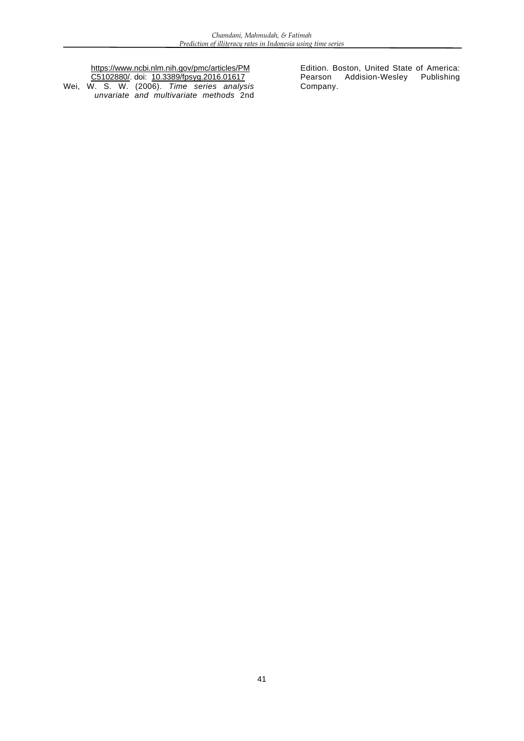https://www.ncbi.nlm.nih.gov/pmc/articles/PMC5102880/. doi: 10.3389/fpsyg.2016.01617

Wei, W. S. W. (2006). *Time series analysis unvariate and multivariate methods* 2nd Edition. Boston, United State of America: Pearson Addision-Wesley Publishing Company.